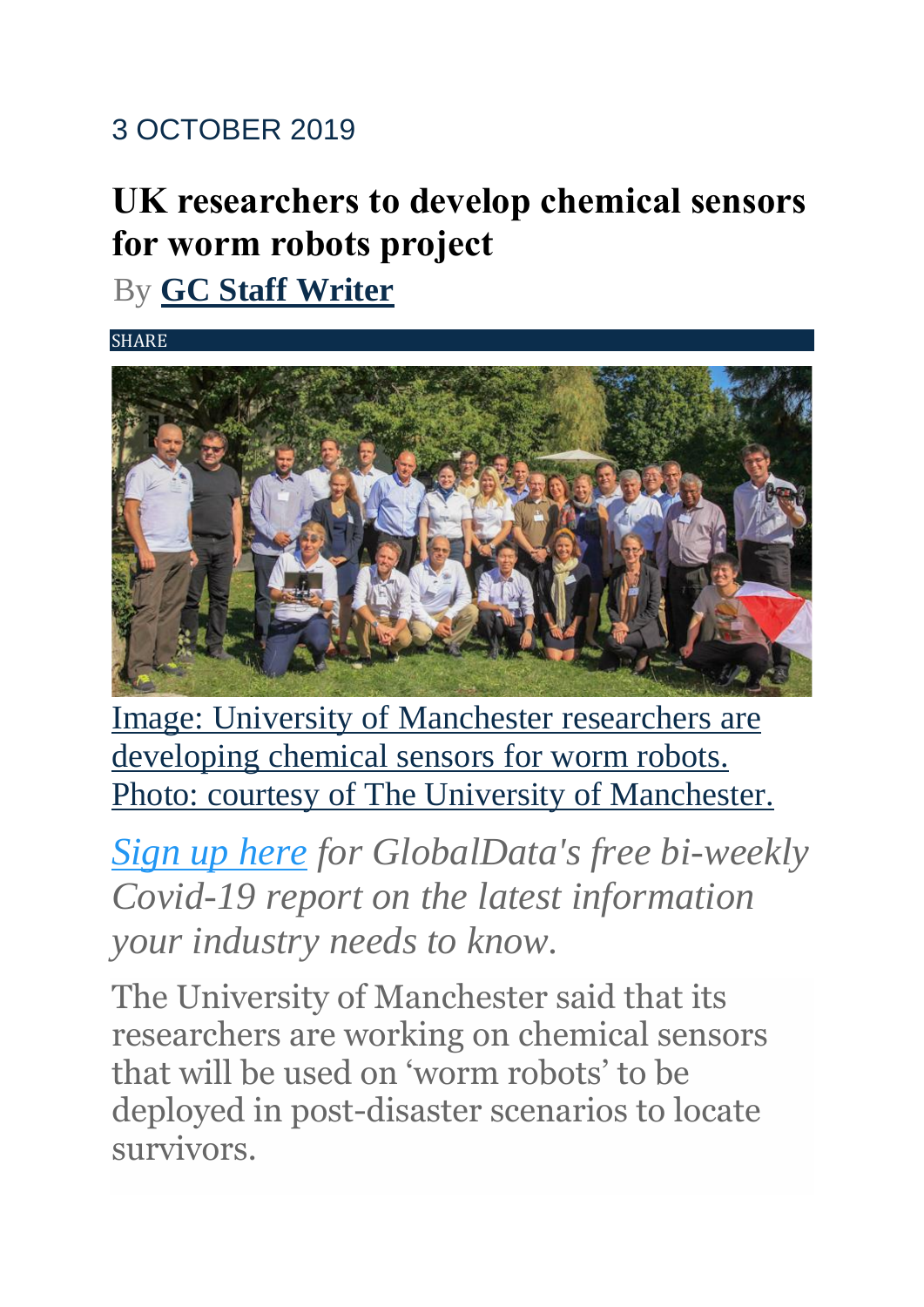3 OCTOBER 2019

# UK researchers to develop chemical sensors for worm robots project

By **GC Staff Writer**

SHARE

Image: University of Manchester researchers are developing chemical sensors for worm robots. Photo: courtesy of The University of Manchester.

*Sign up here for GlobalData's free bi-weekly Covid-19 report on the latest information your industry needs to know.*

The University of Manchester said that its researchers are working on chemical sensors that will be used on 'worm robots' to be deployed in post-disaster scenarios to locate survivors.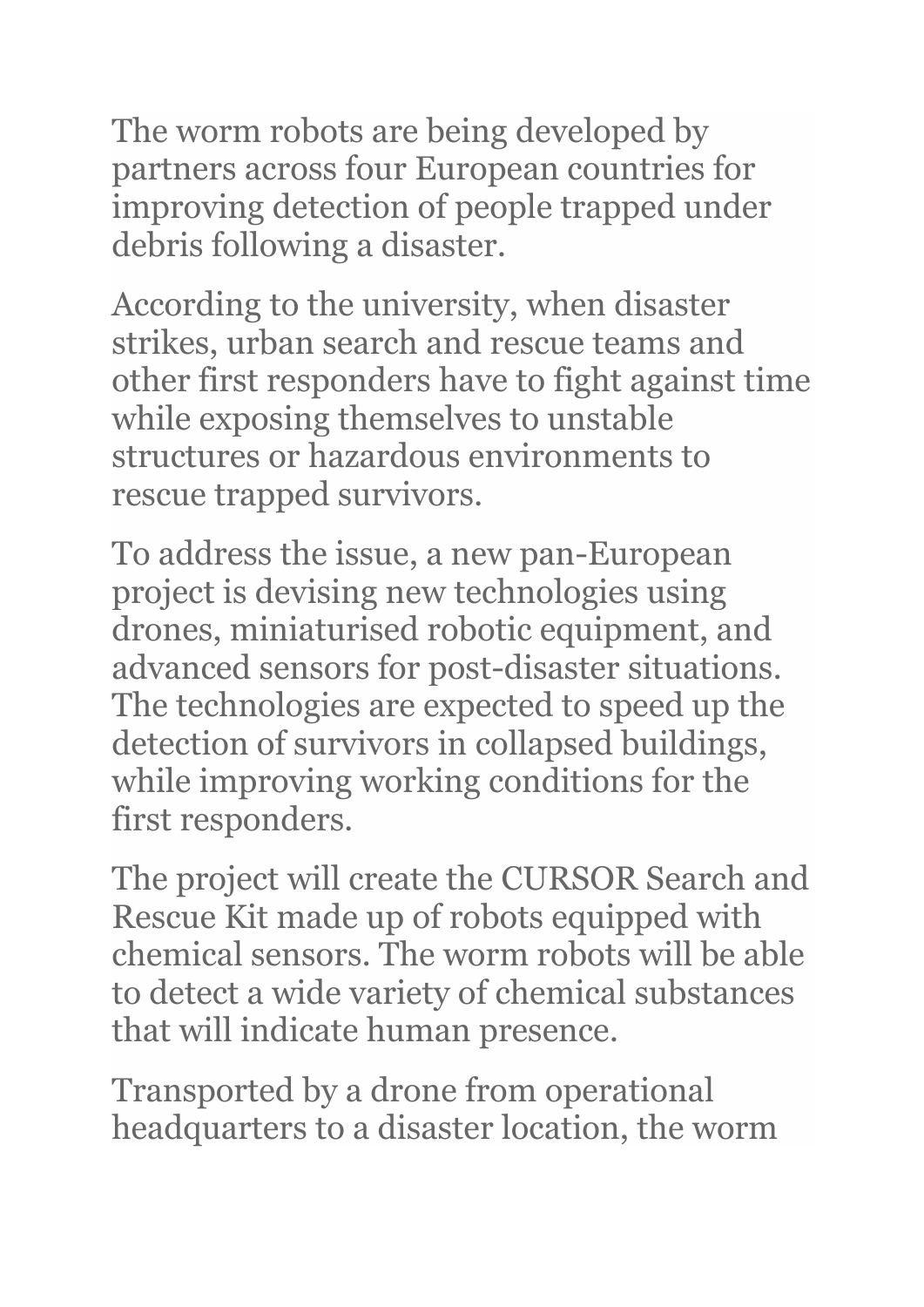The worm robots are being developed by partners across four European countries for improving detection of people trapped under debris following a disaster.

According to the university, when disaster strikes, urban search and rescue teams and other first responders have to fight against time while exposing themselves to unstable structures or hazardous environments to rescue trapped survivors.

To address the issue, a new pan-European project is devising new technologies using drones, miniaturised robotic equipment, and advanced sensors for post-disaster situations. The technologies are expected to speed up the detection of survivors in collapsed buildings, while improving working conditions for the first responders.

The project will create the CURSOR Search and Rescue Kit made up of robots equipped with chemical sensors. The worm robots will be able to detect a wide variety of chemical substances that will indicate human presence.

Transported by a drone from operational headquarters to a disaster location, the worm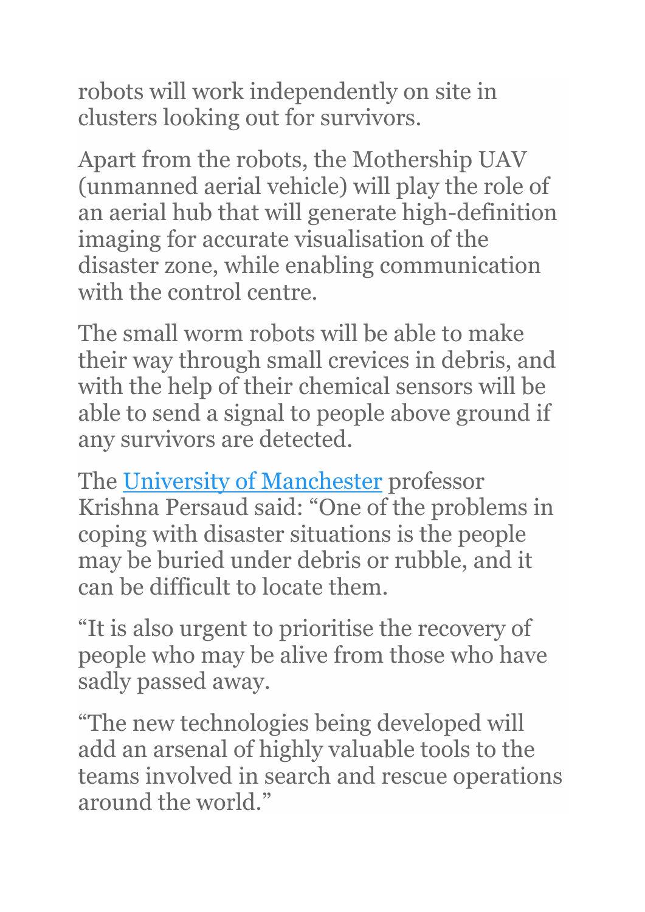robots will work independently on site in clusters looking out for survivors.

Apart from the robots, the Mothership UAV (unmanned aerial vehicle) will play the role of an aerial hub that will generate high-definition imaging for accurate visualisation of the disaster zone, while enabling communication with the control centre.

The small worm robots will be able to make their way through small crevices in debris, and with the help of their chemical sensors will be able to send a signal to people above ground if any survivors are detected.

The University of Manchester professor Krishna Persaud said: "One of the problems in coping with disaster situations is the people may be buried under debris or rubble, and it can be difficult to locate them.

"It is also urgent to prioritise the recovery of people who may be alive from those who have sadly passed away.

"The new technologies being developed will add an arsenal of highly valuable tools to the teams involved in search and rescue operations around the world."